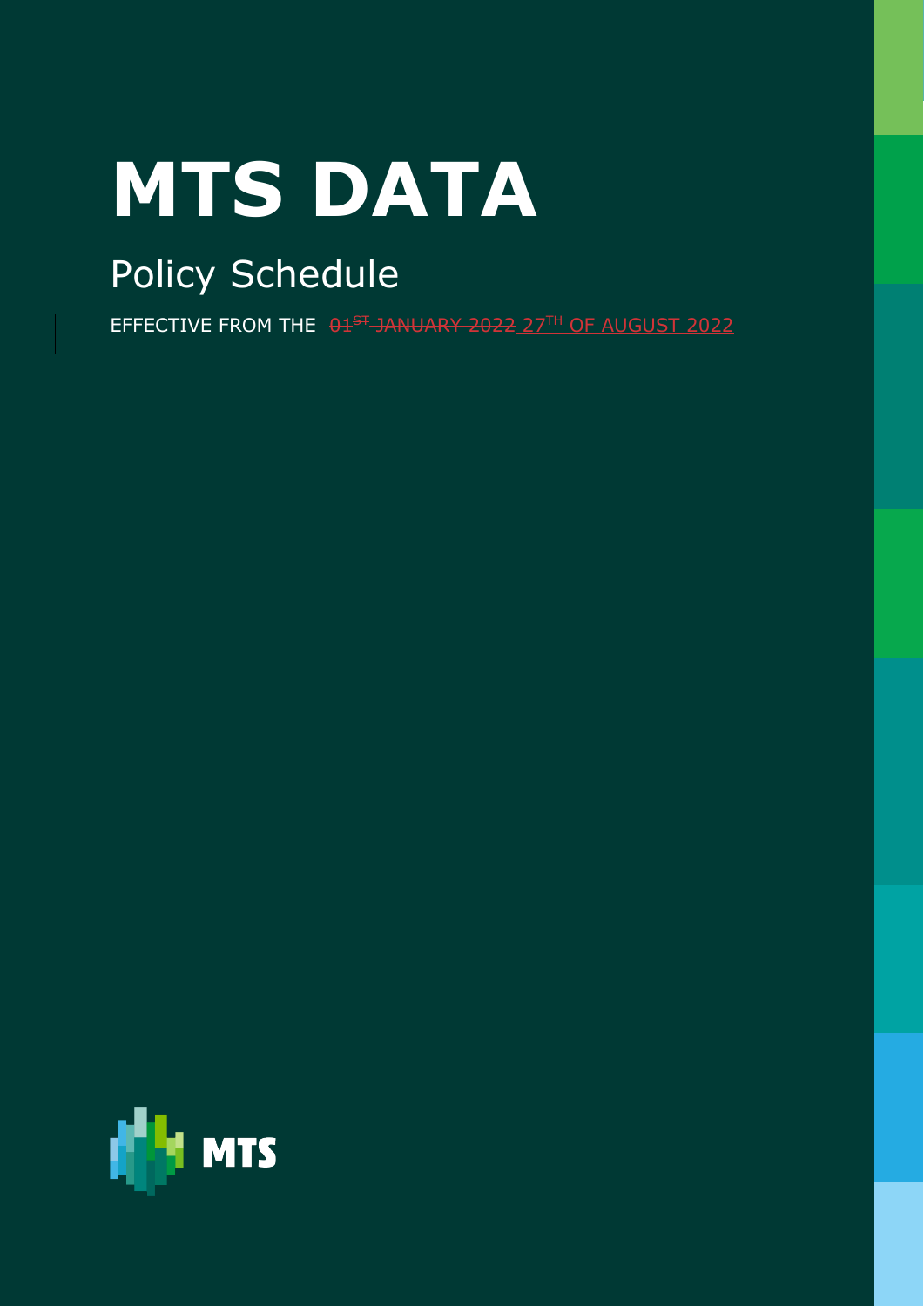# MTS DATA

## Policy Schedule

EFFECTIVE FROM THE ~~01ST JANUARY 2022~~ 27TH OF AUGUST 2022

MTS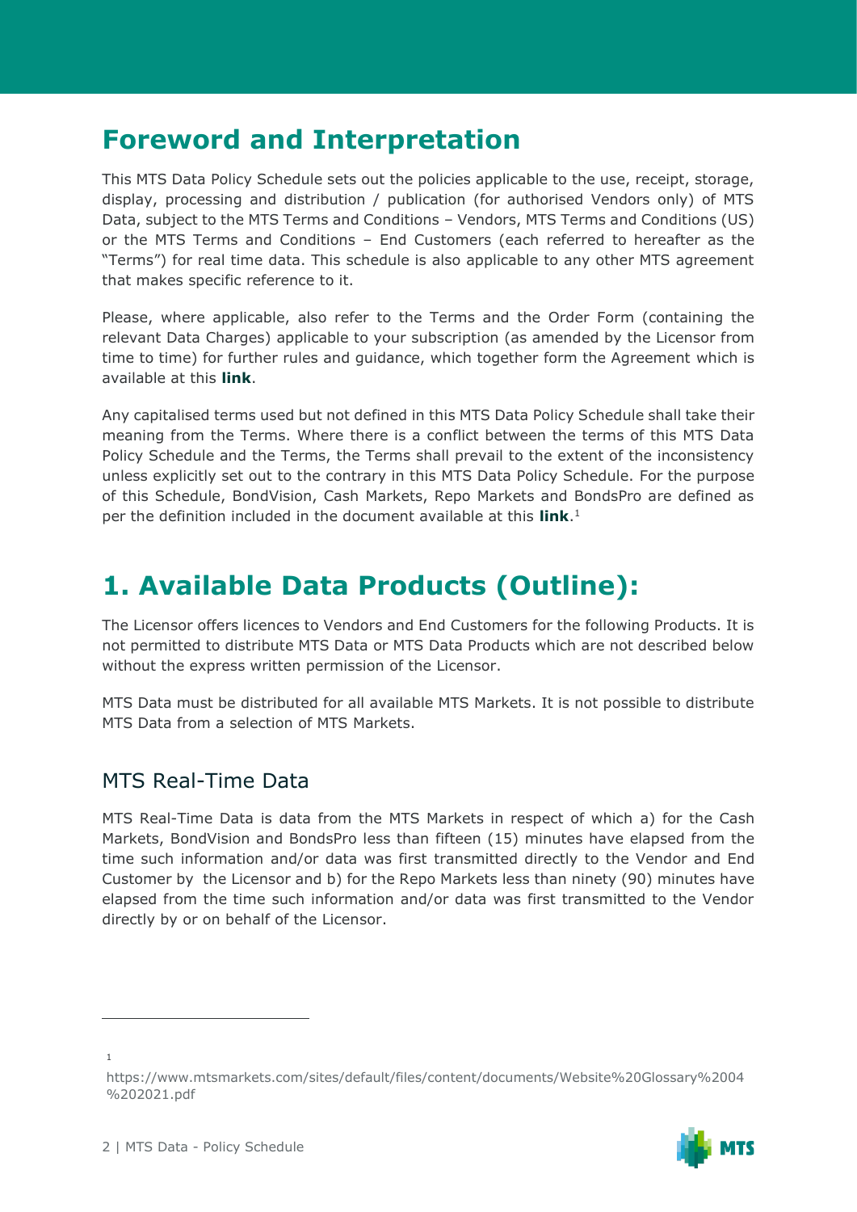# Foreword and Interpretation

This MTS Data Policy Schedule sets out the policies applicable to the use, receipt, storage, display, processing and distribution / publication (for authorised Vendors only) of MTS Data, subject to the MTS Terms and Conditions – Vendors, MTS Terms and Conditions (US) or the MTS Terms and Conditions – End Customers (each referred to hereafter as the "Terms") for real time data. This schedule is also applicable to any other MTS agreement that makes specific reference to it.

Please, where applicable, also refer to the Terms and the Order Form (containing the relevant Data Charges) applicable to your subscription (as amended by the Licensor from time to time) for further rules and guidance, which together form the Agreement which is available at this **link**.

Any capitalised terms used but not defined in this MTS Data Policy Schedule shall take their meaning from the Terms. Where there is a conflict between the terms of this MTS Data Policy Schedule and the Terms, the Terms shall prevail to the extent of the inconsistency unless explicitly set out to the contrary in this MTS Data Policy Schedule. For the purpose of this Schedule, BondVision, Cash Markets, Repo Markets and BondsPro are defined as per the definition included in the document available at this **link**.[1]

# 1. Available Data Products (Outline):

The Licensor offers licences to Vendors and End Customers for the following Products. It is not permitted to distribute MTS Data or MTS Data Products which are not described below without the express written permission of the Licensor.

MTS Data must be distributed for all available MTS Markets. It is not possible to distribute MTS Data from a selection of MTS Markets.

## MTS Real-Time Data

MTS Real-Time Data is data from the MTS Markets in respect of which a) for the Cash Markets, BondVision and BondsPro less than fifteen (15) minutes have elapsed from the time such information and/or data was first transmitted directly to the Vendor and End Customer by the Licensor and b) for the Repo Markets less than ninety (90) minutes have elapsed from the time such information and/or data was first transmitted to the Vendor directly by or on behalf of the Licensor.

[1] https://www.mtsmarkets.com/sites/default/files/content/documents/Website%20Glossary%2004%202021.pdf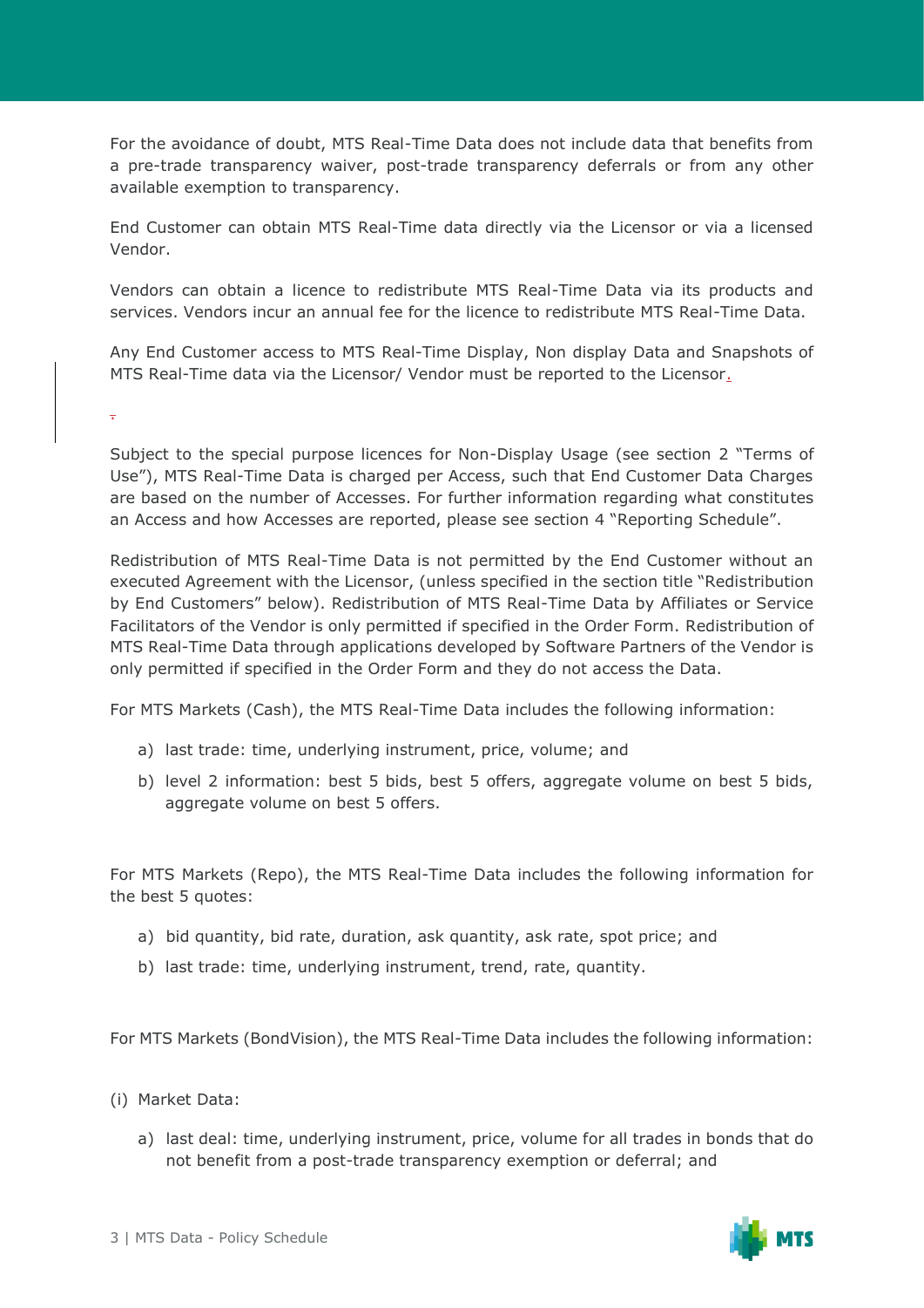For the avoidance of doubt, MTS Real-Time Data does not include data that benefits from a pre-trade transparency waiver, post-trade transparency deferrals or from any other available exemption to transparency.

End Customer can obtain MTS Real-Time data directly via the Licensor or via a licensed Vendor.

Vendors can obtain a licence to redistribute MTS Real-Time Data via its products and services. Vendors incur an annual fee for the licence to redistribute MTS Real-Time Data.

Any End Customer access to MTS Real-Time Display, Non display Data and Snapshots of MTS Real-Time data via the Licensor/ Vendor must be reported to the Licensor.

Subject to the special purpose licences for Non-Display Usage (see section 2 "Terms of Use"), MTS Real-Time Data is charged per Access, such that End Customer Data Charges are based on the number of Accesses. For further information regarding what constitutes an Access and how Accesses are reported, please see section 4 "Reporting Schedule".

Redistribution of MTS Real-Time Data is not permitted by the End Customer without an executed Agreement with the Licensor, (unless specified in the section title "Redistribution by End Customers" below). Redistribution of MTS Real-Time Data by Affiliates or Service Facilitators of the Vendor is only permitted if specified in the Order Form. Redistribution of MTS Real-Time Data through applications developed by Software Partners of the Vendor is only permitted if specified in the Order Form and they do not access the Data.

For MTS Markets (Cash), the MTS Real-Time Data includes the following information:

a) last trade: time, underlying instrument, price, volume; and
b) level 2 information: best 5 bids, best 5 offers, aggregate volume on best 5 bids, aggregate volume on best 5 offers.

For MTS Markets (Repo), the MTS Real-Time Data includes the following information for the best 5 quotes:

a) bid quantity, bid rate, duration, ask quantity, ask rate, spot price; and
b) last trade: time, underlying instrument, trend, rate, quantity.

For MTS Markets (BondVision), the MTS Real-Time Data includes the following information:

(i) Market Data:

a) last deal: time, underlying instrument, price, volume for all trades in bonds that do not benefit from a post-trade transparency exemption or deferral; and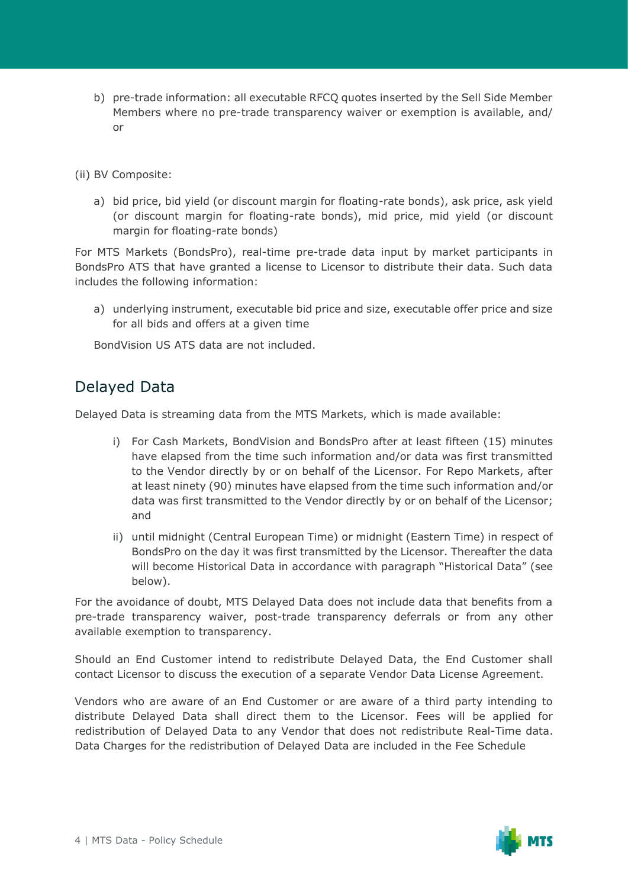b) pre-trade information: all executable RFCQ quotes inserted by the Sell Side Member Members where no pre-trade transparency waiver or exemption is available, and/ or

(ii) BV Composite:

a) bid price, bid yield (or discount margin for floating-rate bonds), ask price, ask yield (or discount margin for floating-rate bonds), mid price, mid yield (or discount margin for floating-rate bonds)

For MTS Markets (BondsPro), real-time pre-trade data input by market participants in BondsPro ATS that have granted a license to Licensor to distribute their data. Such data includes the following information:

a) underlying instrument, executable bid price and size, executable offer price and size for all bids and offers at a given time

BondVision US ATS data are not included.

## Delayed Data

Delayed Data is streaming data from the MTS Markets, which is made available:

i) For Cash Markets, BondVision and BondsPro after at least fifteen (15) minutes have elapsed from the time such information and/or data was first transmitted to the Vendor directly by or on behalf of the Licensor. For Repo Markets, after at least ninety (90) minutes have elapsed from the time such information and/or data was first transmitted to the Vendor directly by or on behalf of the Licensor; and

ii) until midnight (Central European Time) or midnight (Eastern Time) in respect of BondsPro on the day it was first transmitted by the Licensor. Thereafter the data will become Historical Data in accordance with paragraph "Historical Data" (see below).

For the avoidance of doubt, MTS Delayed Data does not include data that benefits from a pre-trade transparency waiver, post-trade transparency deferrals or from any other available exemption to transparency.

Should an End Customer intend to redistribute Delayed Data, the End Customer shall contact Licensor to discuss the execution of a separate Vendor Data License Agreement.

Vendors who are aware of an End Customer or are aware of a third party intending to distribute Delayed Data shall direct them to the Licensor. Fees will be applied for redistribution of Delayed Data to any Vendor that does not redistribute Real-Time data. Data Charges for the redistribution of Delayed Data are included in the Fee Schedule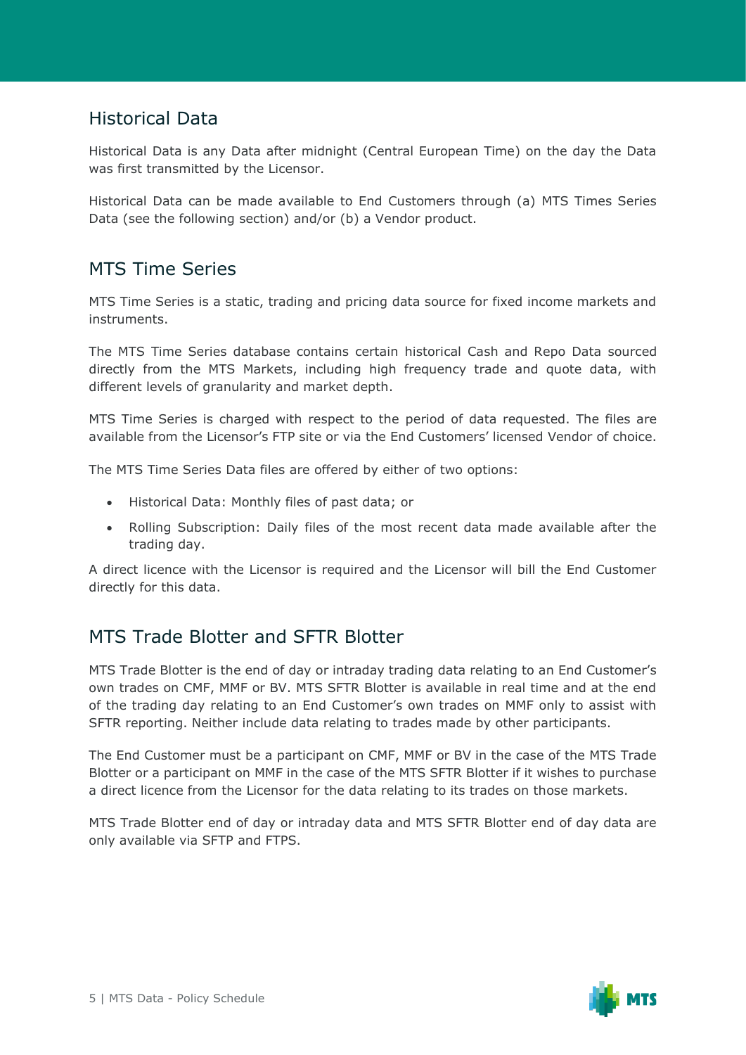## Historical Data

Historical Data is any Data after midnight (Central European Time) on the day the Data was first transmitted by the Licensor.

Historical Data can be made available to End Customers through (a) MTS Times Series Data (see the following section) and/or (b) a Vendor product.

## MTS Time Series

MTS Time Series is a static, trading and pricing data source for fixed income markets and instruments.

The MTS Time Series database contains certain historical Cash and Repo Data sourced directly from the MTS Markets, including high frequency trade and quote data, with different levels of granularity and market depth.

MTS Time Series is charged with respect to the period of data requested. The files are available from the Licensor's FTP site or via the End Customers' licensed Vendor of choice.

The MTS Time Series Data files are offered by either of two options:

- Historical Data: Monthly files of past data; or
- Rolling Subscription: Daily files of the most recent data made available after the trading day.

A direct licence with the Licensor is required and the Licensor will bill the End Customer directly for this data.

## MTS Trade Blotter and SFTR Blotter

MTS Trade Blotter is the end of day or intraday trading data relating to an End Customer's own trades on CMF, MMF or BV. MTS SFTR Blotter is available in real time and at the end of the trading day relating to an End Customer's own trades on MMF only to assist with SFTR reporting. Neither include data relating to trades made by other participants.

The End Customer must be a participant on CMF, MMF or BV in the case of the MTS Trade Blotter or a participant on MMF in the case of the MTS SFTR Blotter if it wishes to purchase a direct licence from the Licensor for the data relating to its trades on those markets.

MTS Trade Blotter end of day or intraday data and MTS SFTR Blotter end of day data are only available via SFTP and FTPS.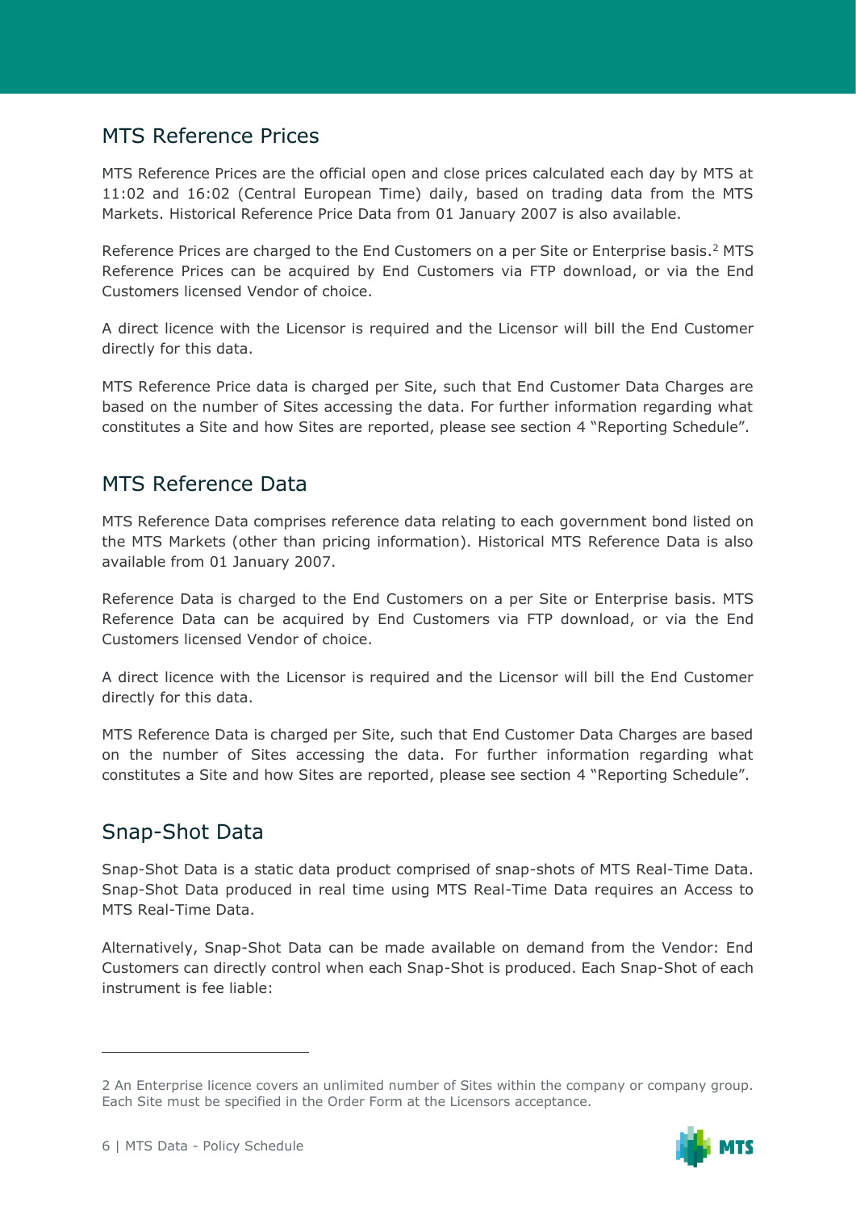## MTS Reference Prices

MTS Reference Prices are the official open and close prices calculated each day by MTS at 11:02 and 16:02 (Central European Time) daily, based on trading data from the MTS Markets. Historical Reference Price Data from 01 January 2007 is also available.

Reference Prices are charged to the End Customers on a per Site or Enterprise basis.[2] MTS Reference Prices can be acquired by End Customers via FTP download, or via the End Customers licensed Vendor of choice.

A direct licence with the Licensor is required and the Licensor will bill the End Customer directly for this data.

MTS Reference Price data is charged per Site, such that End Customer Data Charges are based on the number of Sites accessing the data. For further information regarding what constitutes a Site and how Sites are reported, please see section 4 "Reporting Schedule".

## MTS Reference Data

MTS Reference Data comprises reference data relating to each government bond listed on the MTS Markets (other than pricing information). Historical MTS Reference Data is also available from 01 January 2007.

Reference Data is charged to the End Customers on a per Site or Enterprise basis. MTS Reference Data can be acquired by End Customers via FTP download, or via the End Customers licensed Vendor of choice.

A direct licence with the Licensor is required and the Licensor will bill the End Customer directly for this data.

MTS Reference Data is charged per Site, such that End Customer Data Charges are based on the number of Sites accessing the data. For further information regarding what constitutes a Site and how Sites are reported, please see section 4 "Reporting Schedule".

## Snap-Shot Data

Snap-Shot Data is a static data product comprised of snap-shots of MTS Real-Time Data. Snap-Shot Data produced in real time using MTS Real-Time Data requires an Access to MTS Real-Time Data.

Alternatively, Snap-Shot Data can be made available on demand from the Vendor: End Customers can directly control when each Snap-Shot is produced. Each Snap-Shot of each instrument is fee liable:

---

[2] An Enterprise licence covers an unlimited number of Sites within the company or company group. Each Site must be specified in the Order Form at the Licensors acceptance.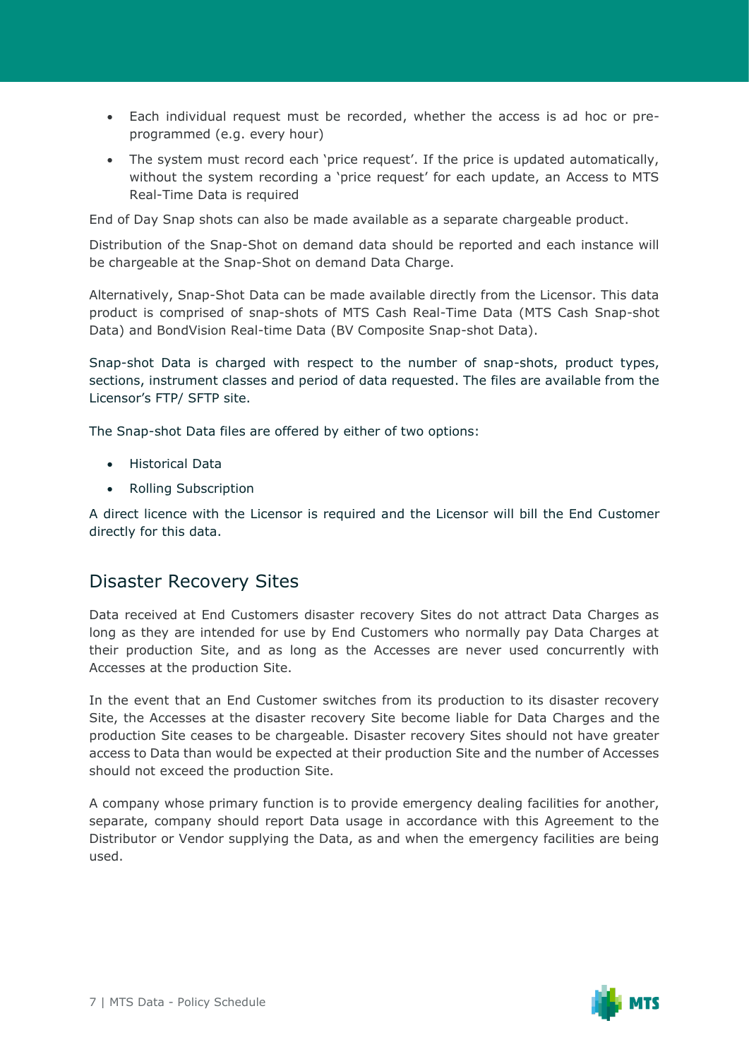- Each individual request must be recorded, whether the access is ad hoc or pre-programmed (e.g. every hour)
- The system must record each 'price request'. If the price is updated automatically, without the system recording a 'price request' for each update, an Access to MTS Real-Time Data is required

End of Day Snap shots can also be made available as a separate chargeable product.

Distribution of the Snap-Shot on demand data should be reported and each instance will be chargeable at the Snap-Shot on demand Data Charge.

Alternatively, Snap-Shot Data can be made available directly from the Licensor. This data product is comprised of snap-shots of MTS Cash Real-Time Data (MTS Cash Snap-shot Data) and BondVision Real-time Data (BV Composite Snap-shot Data).

Snap-shot Data is charged with respect to the number of snap-shots, product types, sections, instrument classes and period of data requested. The files are available from the Licensor's FTP/ SFTP site.

The Snap-shot Data files are offered by either of two options:

- Historical Data
- Rolling Subscription

A direct licence with the Licensor is required and the Licensor will bill the End Customer directly for this data.

## Disaster Recovery Sites

Data received at End Customers disaster recovery Sites do not attract Data Charges as long as they are intended for use by End Customers who normally pay Data Charges at their production Site, and as long as the Accesses are never used concurrently with Accesses at the production Site.

In the event that an End Customer switches from its production to its disaster recovery Site, the Accesses at the disaster recovery Site become liable for Data Charges and the production Site ceases to be chargeable. Disaster recovery Sites should not have greater access to Data than would be expected at their production Site and the number of Accesses should not exceed the production Site.

A company whose primary function is to provide emergency dealing facilities for another, separate, company should report Data usage in accordance with this Agreement to the Distributor or Vendor supplying the Data, as and when the emergency facilities are being used.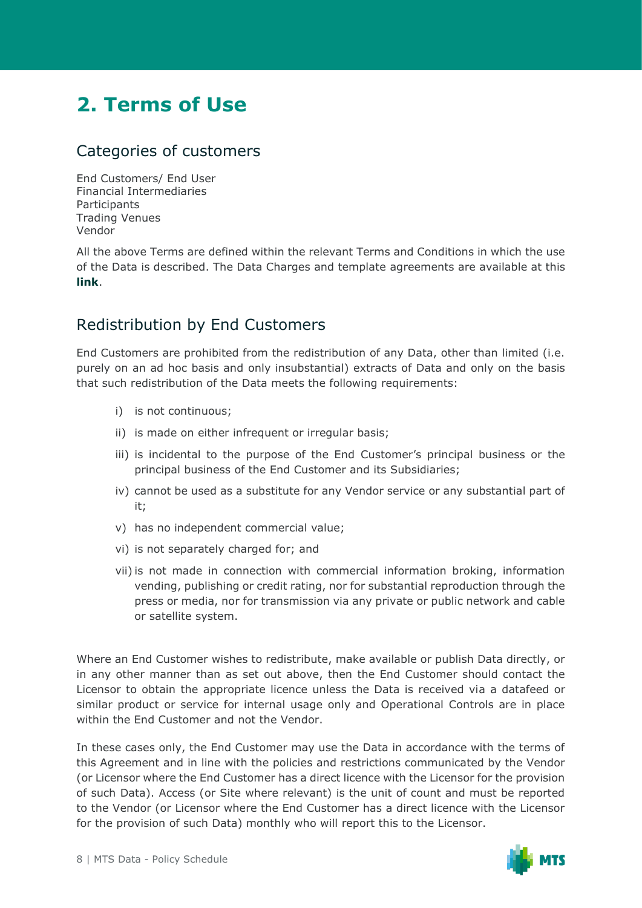# 2. Terms of Use

## Categories of customers

End Customers/ End User
Financial Intermediaries
Participants
Trading Venues
Vendor

All the above Terms are defined within the relevant Terms and Conditions in which the use of the Data is described. The Data Charges and template agreements are available at this **link**.

## Redistribution by End Customers

End Customers are prohibited from the redistribution of any Data, other than limited (i.e. purely on an ad hoc basis and only insubstantial) extracts of Data and only on the basis that such redistribution of the Data meets the following requirements:

i) is not continuous;

ii) is made on either infrequent or irregular basis;

iii) is incidental to the purpose of the End Customer's principal business or the principal business of the End Customer and its Subsidiaries;

iv) cannot be used as a substitute for any Vendor service or any substantial part of it;

v) has no independent commercial value;

vi) is not separately charged for; and

vii) is not made in connection with commercial information broking, information vending, publishing or credit rating, nor for substantial reproduction through the press or media, nor for transmission via any private or public network and cable or satellite system.

Where an End Customer wishes to redistribute, make available or publish Data directly, or in any other manner than as set out above, then the End Customer should contact the Licensor to obtain the appropriate licence unless the Data is received via a datafeed or similar product or service for internal usage only and Operational Controls are in place within the End Customer and not the Vendor.

In these cases only, the End Customer may use the Data in accordance with the terms of this Agreement and in line with the policies and restrictions communicated by the Vendor (or Licensor where the End Customer has a direct licence with the Licensor for the provision of such Data). Access (or Site where relevant) is the unit of count and must be reported to the Vendor (or Licensor where the End Customer has a direct licence with the Licensor for the provision of such Data) monthly who will report this to the Licensor.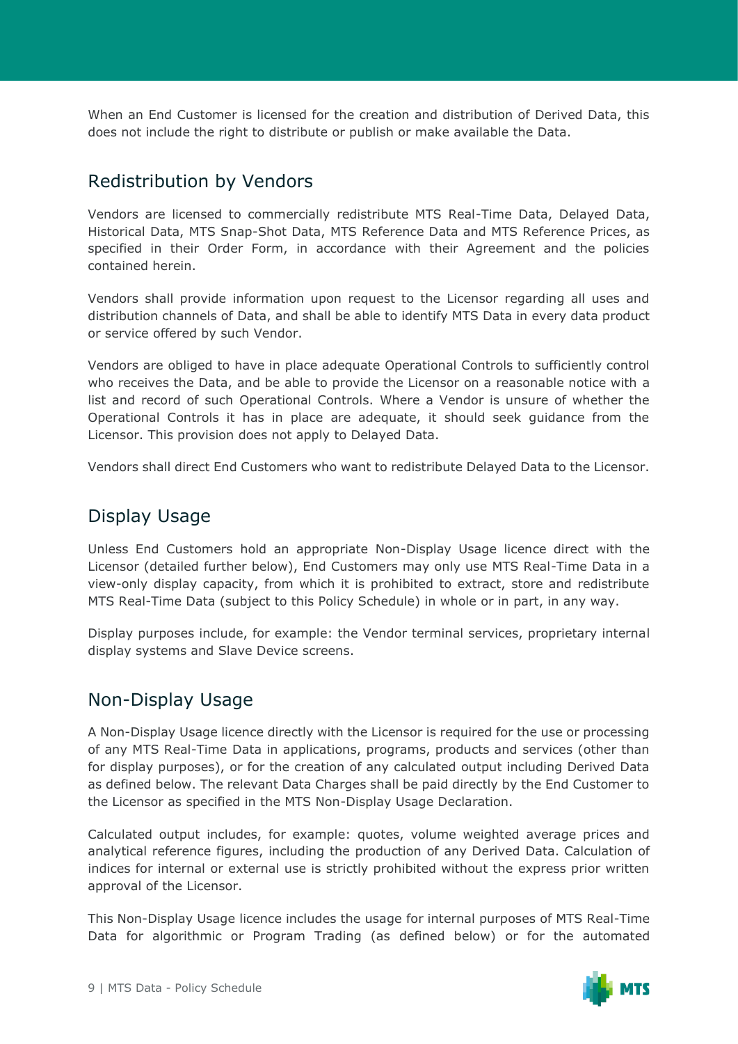When an End Customer is licensed for the creation and distribution of Derived Data, this does not include the right to distribute or publish or make available the Data.

## Redistribution by Vendors

Vendors are licensed to commercially redistribute MTS Real-Time Data, Delayed Data, Historical Data, MTS Snap-Shot Data, MTS Reference Data and MTS Reference Prices, as specified in their Order Form, in accordance with their Agreement and the policies contained herein.

Vendors shall provide information upon request to the Licensor regarding all uses and distribution channels of Data, and shall be able to identify MTS Data in every data product or service offered by such Vendor.

Vendors are obliged to have in place adequate Operational Controls to sufficiently control who receives the Data, and be able to provide the Licensor on a reasonable notice with a list and record of such Operational Controls. Where a Vendor is unsure of whether the Operational Controls it has in place are adequate, it should seek guidance from the Licensor. This provision does not apply to Delayed Data.

Vendors shall direct End Customers who want to redistribute Delayed Data to the Licensor.

## Display Usage

Unless End Customers hold an appropriate Non-Display Usage licence direct with the Licensor (detailed further below), End Customers may only use MTS Real-Time Data in a view-only display capacity, from which it is prohibited to extract, store and redistribute MTS Real-Time Data (subject to this Policy Schedule) in whole or in part, in any way.

Display purposes include, for example: the Vendor terminal services, proprietary internal display systems and Slave Device screens.

## Non-Display Usage

A Non-Display Usage licence directly with the Licensor is required for the use or processing of any MTS Real-Time Data in applications, programs, products and services (other than for display purposes), or for the creation of any calculated output including Derived Data as defined below. The relevant Data Charges shall be paid directly by the End Customer to the Licensor as specified in the MTS Non-Display Usage Declaration.

Calculated output includes, for example: quotes, volume weighted average prices and analytical reference figures, including the production of any Derived Data. Calculation of indices for internal or external use is strictly prohibited without the express prior written approval of the Licensor.

This Non-Display Usage licence includes the usage for internal purposes of MTS Real-Time Data for algorithmic or Program Trading (as defined below) or for the automated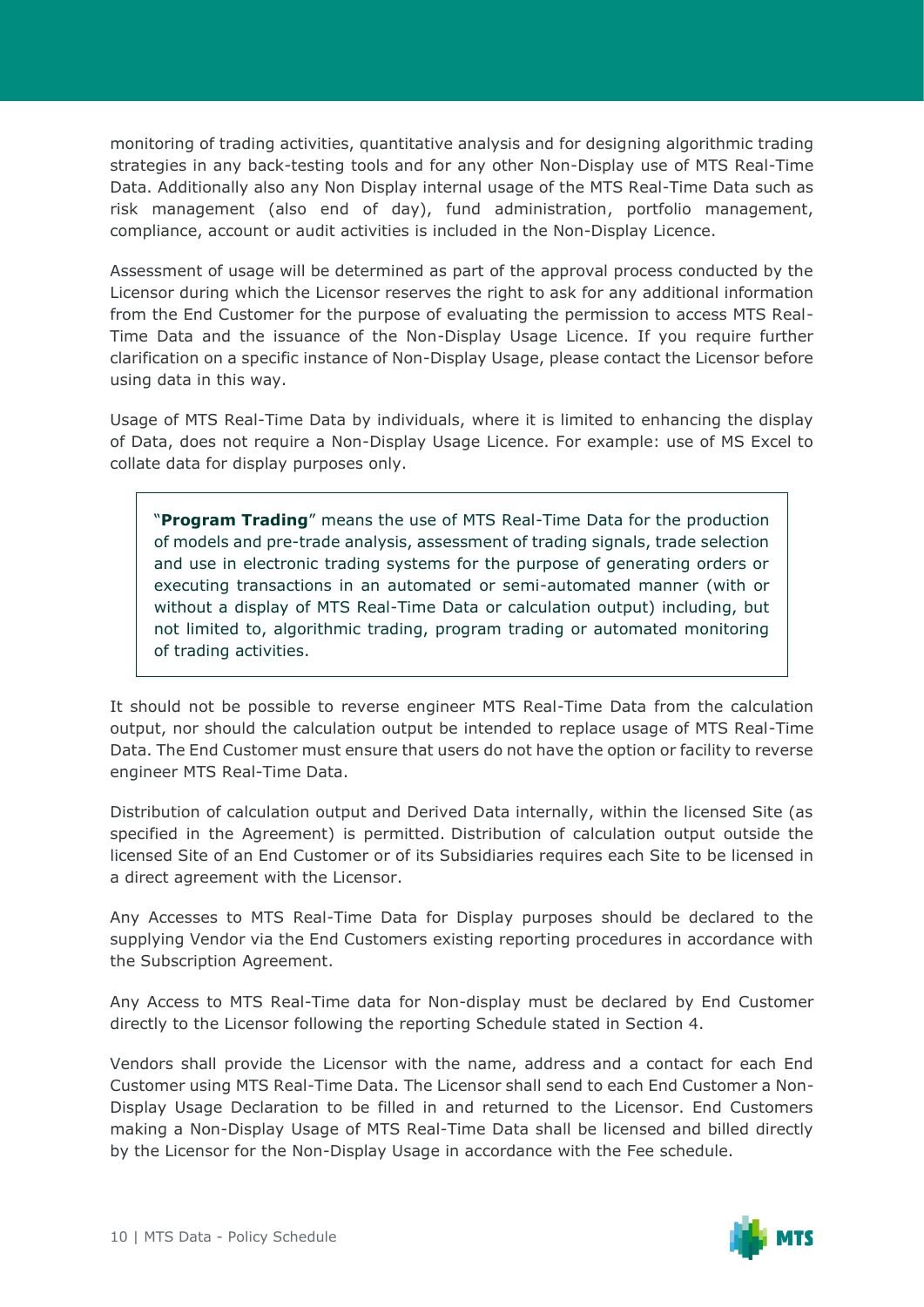monitoring of trading activities, quantitative analysis and for designing algorithmic trading strategies in any back-testing tools and for any other Non-Display use of MTS Real-Time Data. Additionally also any Non Display internal usage of the MTS Real-Time Data such as risk management (also end of day), fund administration, portfolio management, compliance, account or audit activities is included in the Non-Display Licence.

Assessment of usage will be determined as part of the approval process conducted by the Licensor during which the Licensor reserves the right to ask for any additional information from the End Customer for the purpose of evaluating the permission to access MTS Real-Time Data and the issuance of the Non-Display Usage Licence. If you require further clarification on a specific instance of Non-Display Usage, please contact the Licensor before using data in this way.

Usage of MTS Real-Time Data by individuals, where it is limited to enhancing the display of Data, does not require a Non-Display Usage Licence. For example: use of MS Excel to collate data for display purposes only.

> "**Program Trading**" means the use of MTS Real-Time Data for the production of models and pre-trade analysis, assessment of trading signals, trade selection and use in electronic trading systems for the purpose of generating orders or executing transactions in an automated or semi-automated manner (with or without a display of MTS Real-Time Data or calculation output) including, but not limited to, algorithmic trading, program trading or automated monitoring of trading activities.

It should not be possible to reverse engineer MTS Real-Time Data from the calculation output, nor should the calculation output be intended to replace usage of MTS Real-Time Data. The End Customer must ensure that users do not have the option or facility to reverse engineer MTS Real-Time Data.

Distribution of calculation output and Derived Data internally, within the licensed Site (as specified in the Agreement) is permitted. Distribution of calculation output outside the licensed Site of an End Customer or of its Subsidiaries requires each Site to be licensed in a direct agreement with the Licensor.

Any Accesses to MTS Real-Time Data for Display purposes should be declared to the supplying Vendor via the End Customers existing reporting procedures in accordance with the Subscription Agreement.

Any Access to MTS Real-Time data for Non-display must be declared by End Customer directly to the Licensor following the reporting Schedule stated in Section 4.

Vendors shall provide the Licensor with the name, address and a contact for each End Customer using MTS Real-Time Data. The Licensor shall send to each End Customer a Non-Display Usage Declaration to be filled in and returned to the Licensor. End Customers making a Non-Display Usage of MTS Real-Time Data shall be licensed and billed directly by the Licensor for the Non-Display Usage in accordance with the Fee schedule.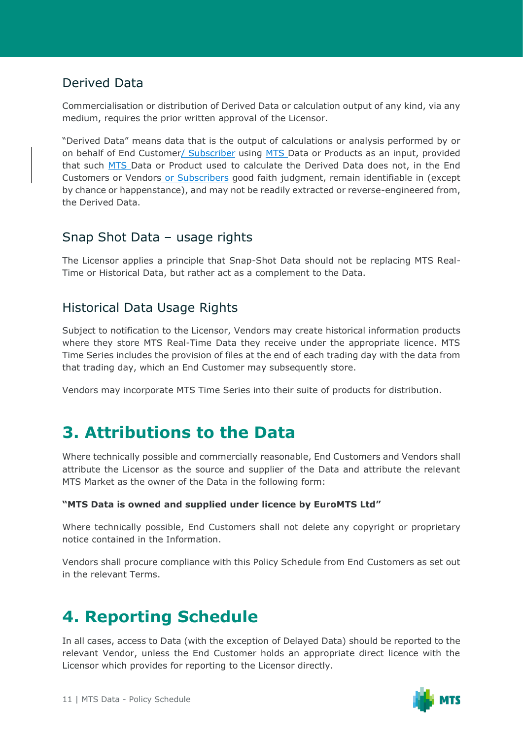## Derived Data

Commercialisation or distribution of Derived Data or calculation output of any kind, via any medium, requires the prior written approval of the Licensor.

"Derived Data" means data that is the output of calculations or analysis performed by or on behalf of End Customer/ Subscriber using MTS Data or Products as an input, provided that such MTS Data or Product used to calculate the Derived Data does not, in the End Customers or Vendors or Subscribers good faith judgment, remain identifiable in (except by chance or happenstance), and may not be readily extracted or reverse-engineered from, the Derived Data.

## Snap Shot Data – usage rights

The Licensor applies a principle that Snap-Shot Data should not be replacing MTS Real-Time or Historical Data, but rather act as a complement to the Data.

## Historical Data Usage Rights

Subject to notification to the Licensor, Vendors may create historical information products where they store MTS Real-Time Data they receive under the appropriate licence. MTS Time Series includes the provision of files at the end of each trading day with the data from that trading day, which an End Customer may subsequently store.

Vendors may incorporate MTS Time Series into their suite of products for distribution.

# 3. Attributions to the Data

Where technically possible and commercially reasonable, End Customers and Vendors shall attribute the Licensor as the source and supplier of the Data and attribute the relevant MTS Market as the owner of the Data in the following form:

**"MTS Data is owned and supplied under licence by EuroMTS Ltd"**

Where technically possible, End Customers shall not delete any copyright or proprietary notice contained in the Information.

Vendors shall procure compliance with this Policy Schedule from End Customers as set out in the relevant Terms.

# 4. Reporting Schedule

In all cases, access to Data (with the exception of Delayed Data) should be reported to the relevant Vendor, unless the End Customer holds an appropriate direct licence with the Licensor which provides for reporting to the Licensor directly.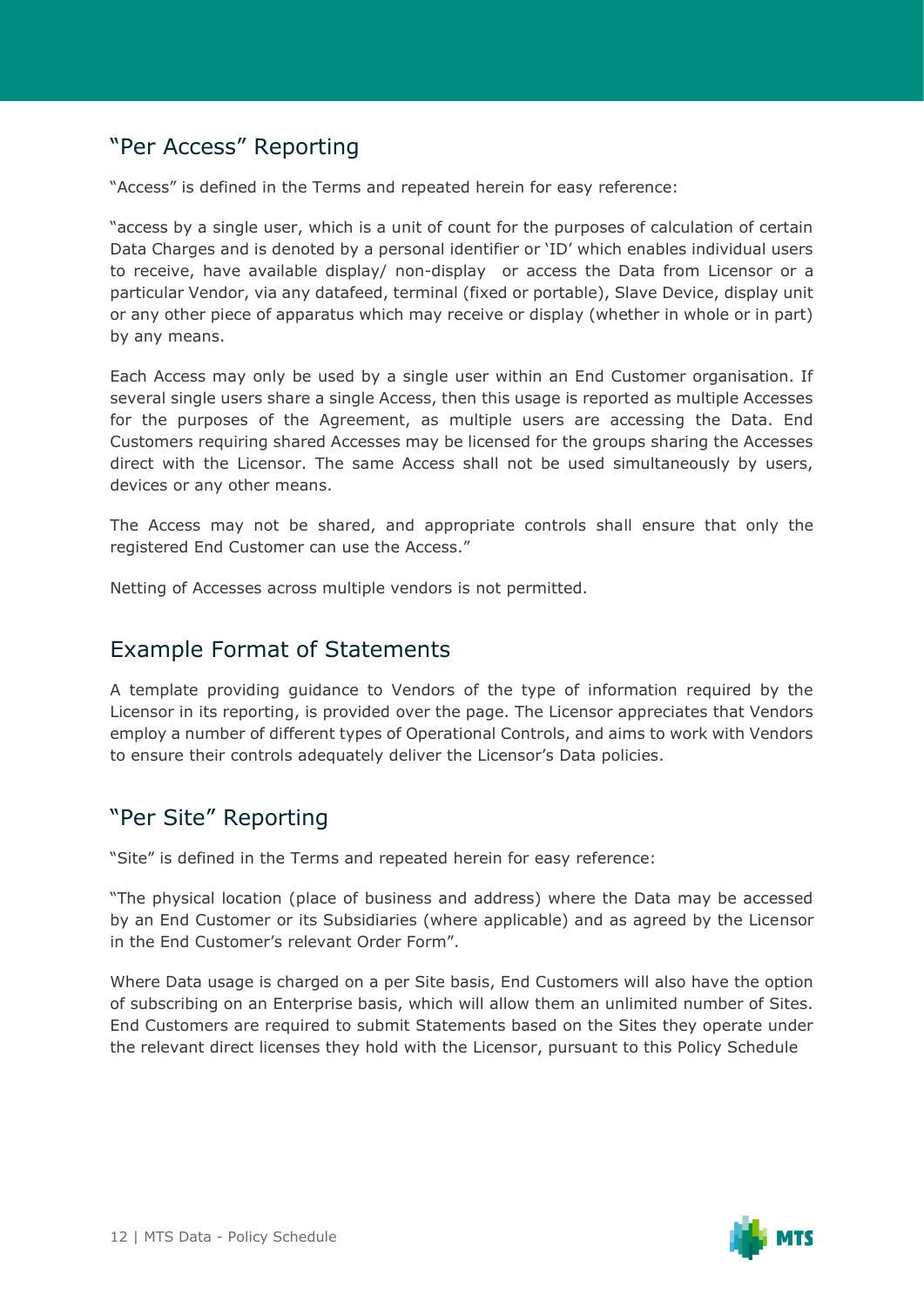## "Per Access" Reporting

"Access" is defined in the Terms and repeated herein for easy reference:

"access by a single user, which is a unit of count for the purposes of calculation of certain Data Charges and is denoted by a personal identifier or 'ID' which enables individual users to receive, have available display/ non-display or access the Data from Licensor or a particular Vendor, via any datafeed, terminal (fixed or portable), Slave Device, display unit or any other piece of apparatus which may receive or display (whether in whole or in part) by any means.

Each Access may only be used by a single user within an End Customer organisation. If several single users share a single Access, then this usage is reported as multiple Accesses for the purposes of the Agreement, as multiple users are accessing the Data. End Customers requiring shared Accesses may be licensed for the groups sharing the Accesses direct with the Licensor. The same Access shall not be used simultaneously by users, devices or any other means.

The Access may not be shared, and appropriate controls shall ensure that only the registered End Customer can use the Access."

Netting of Accesses across multiple vendors is not permitted.

## Example Format of Statements

A template providing guidance to Vendors of the type of information required by the Licensor in its reporting, is provided over the page. The Licensor appreciates that Vendors employ a number of different types of Operational Controls, and aims to work with Vendors to ensure their controls adequately deliver the Licensor's Data policies.

## "Per Site" Reporting

"Site" is defined in the Terms and repeated herein for easy reference:

"The physical location (place of business and address) where the Data may be accessed by an End Customer or its Subsidiaries (where applicable) and as agreed by the Licensor in the End Customer's relevant Order Form".

Where Data usage is charged on a per Site basis, End Customers will also have the option of subscribing on an Enterprise basis, which will allow them an unlimited number of Sites. End Customers are required to submit Statements based on the Sites they operate under the relevant direct licenses they hold with the Licensor, pursuant to this Policy Schedule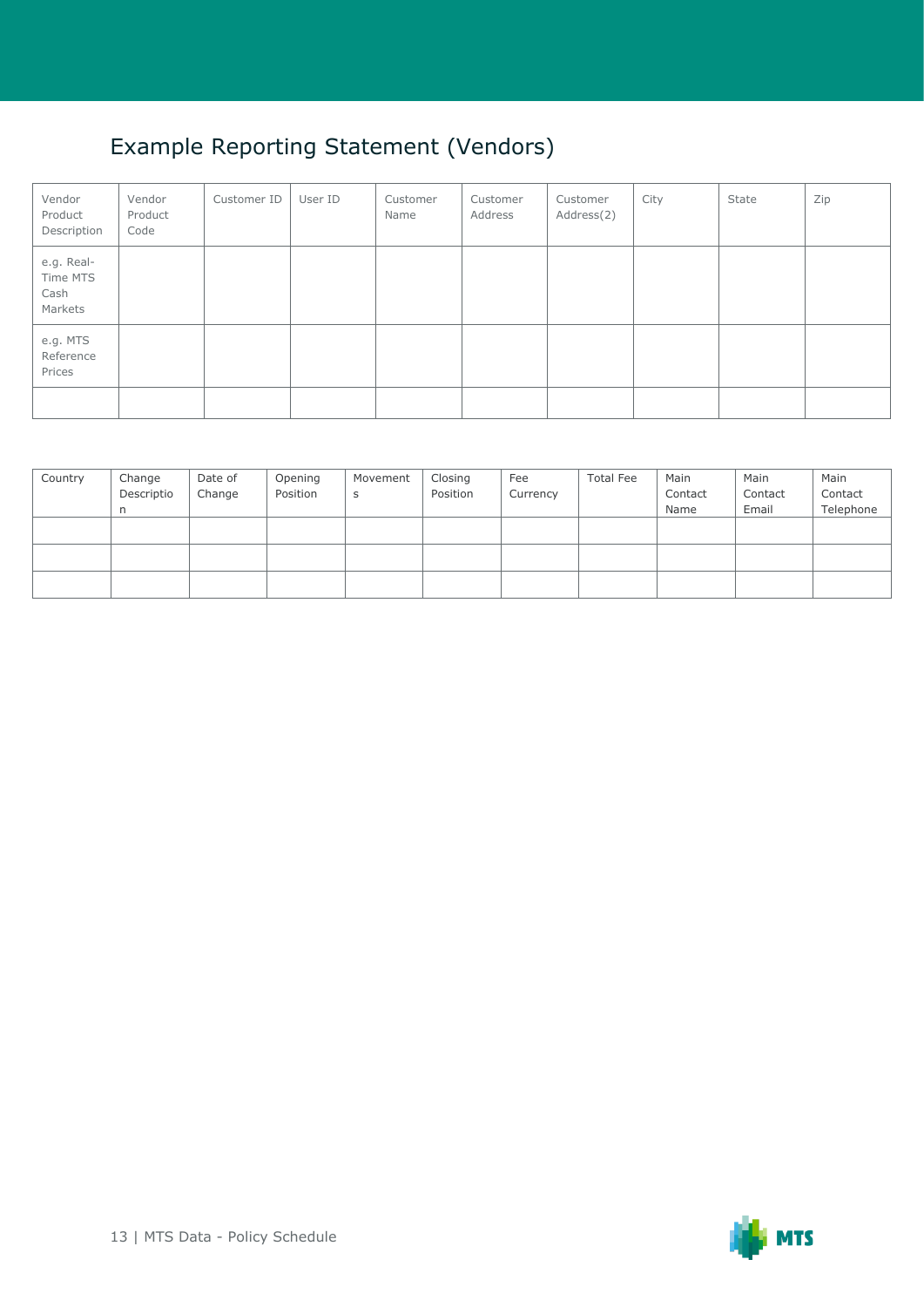# Example Reporting Statement (Vendors)

| Vendor Product Description | Vendor Product Code | Customer ID | User ID | Customer Name | Customer Address | Customer Address(2) | City | State | Zip |
|---|---|---|---|---|---|---|---|---|---|
| e.g. Real-Time MTS Cash Markets | | | | | | | | | |
| e.g. MTS Reference Prices | | | | | | | | | |
| | | | | | | | | | |

| Country | Change Description | Date of Change | Opening Position | Movements | Closing Position | Fee Currency | Total Fee | Main Contact Name | Main Contact Email | Main Contact Telephone |
|---|---|---|---|---|---|---|---|---|---|---|
| | | | | | | | | | | |
| | | | | | | | | | | |
| | | | | | | | | | | |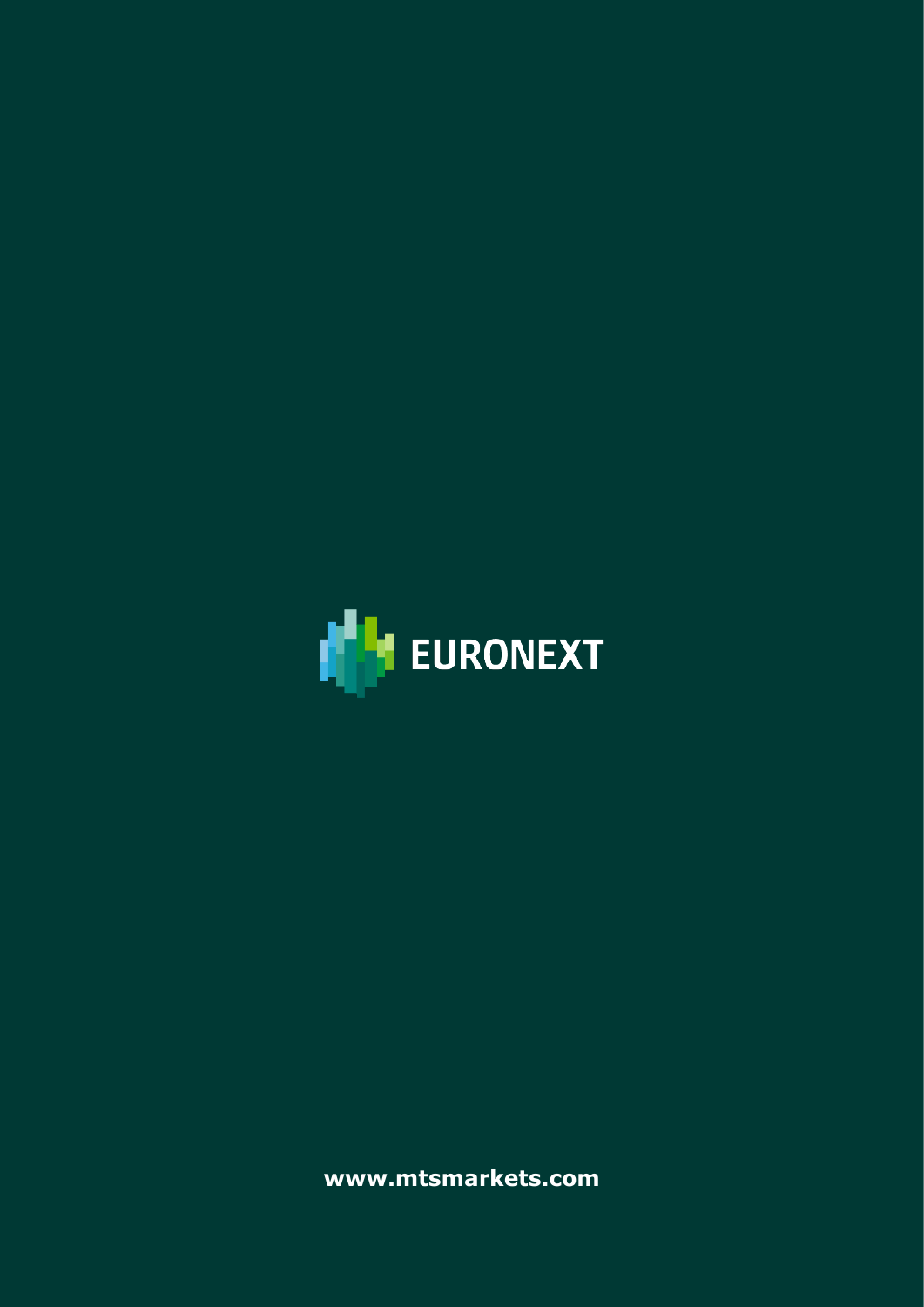EURONEXT

**www.mtsmarkets.com**